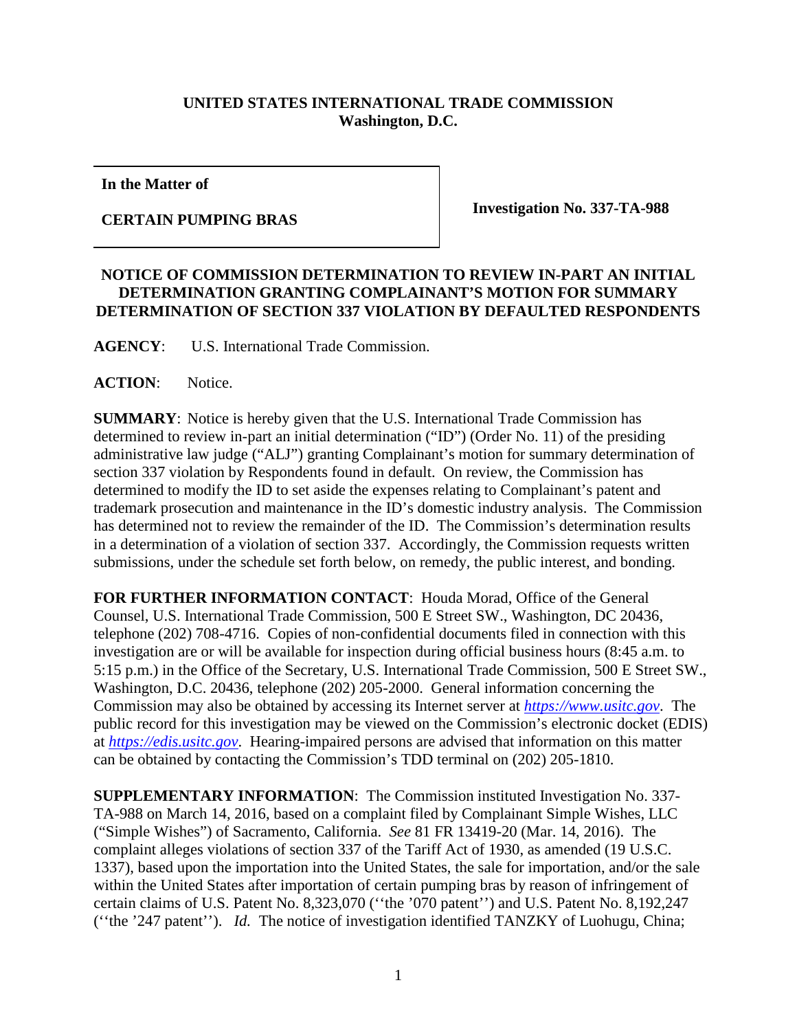**UNITED STATES INTERNATIONAL TRADE COMMISSION**
**Washington, D.C.**

| **In the Matter of** **CERTAIN PUMPING BRAS** | **Investigation No. 337-TA-988** |
|---|---|

**NOTICE OF COMMISSION DETERMINATION TO REVIEW IN-PART AN INITIAL DETERMINATION GRANTING COMPLAINANT'S MOTION FOR SUMMARY DETERMINATION OF SECTION 337 VIOLATION BY DEFAULTED RESPONDENTS**

**AGENCY**: U.S. International Trade Commission.

**ACTION**: Notice.

**SUMMARY**: Notice is hereby given that the U.S. International Trade Commission has determined to review in-part an initial determination ("ID") (Order No. 11) of the presiding administrative law judge ("ALJ") granting Complainant's motion for summary determination of section 337 violation by Respondents found in default. On review, the Commission has determined to modify the ID to set aside the expenses relating to Complainant's patent and trademark prosecution and maintenance in the ID's domestic industry analysis. The Commission has determined not to review the remainder of the ID. The Commission's determination results in a determination of a violation of section 337. Accordingly, the Commission requests written submissions, under the schedule set forth below, on remedy, the public interest, and bonding.

**FOR FURTHER INFORMATION CONTACT**: Houda Morad, Office of the General Counsel, U.S. International Trade Commission, 500 E Street SW., Washington, DC 20436, telephone (202) 708-4716. Copies of non-confidential documents filed in connection with this investigation are or will be available for inspection during official business hours (8:45 a.m. to 5:15 p.m.) in the Office of the Secretary, U.S. International Trade Commission, 500 E Street SW., Washington, D.C. 20436, telephone (202) 205-2000. General information concerning the Commission may also be obtained by accessing its Internet server at *https://www.usitc.gov*. The public record for this investigation may be viewed on the Commission's electronic docket (EDIS) at *https://edis.usitc.gov*. Hearing-impaired persons are advised that information on this matter can be obtained by contacting the Commission's TDD terminal on (202) 205-1810.

**SUPPLEMENTARY INFORMATION**: The Commission instituted Investigation No. 337-TA-988 on March 14, 2016, based on a complaint filed by Complainant Simple Wishes, LLC ("Simple Wishes") of Sacramento, California. *See* 81 FR 13419-20 (Mar. 14, 2016). The complaint alleges violations of section 337 of the Tariff Act of 1930, as amended (19 U.S.C. 1337), based upon the importation into the United States, the sale for importation, and/or the sale within the United States after importation of certain pumping bras by reason of infringement of certain claims of U.S. Patent No. 8,323,070 (''the '070 patent'') and U.S. Patent No. 8,192,247 (''the '247 patent''). *Id.* The notice of investigation identified TANZKY of Luohugu, China;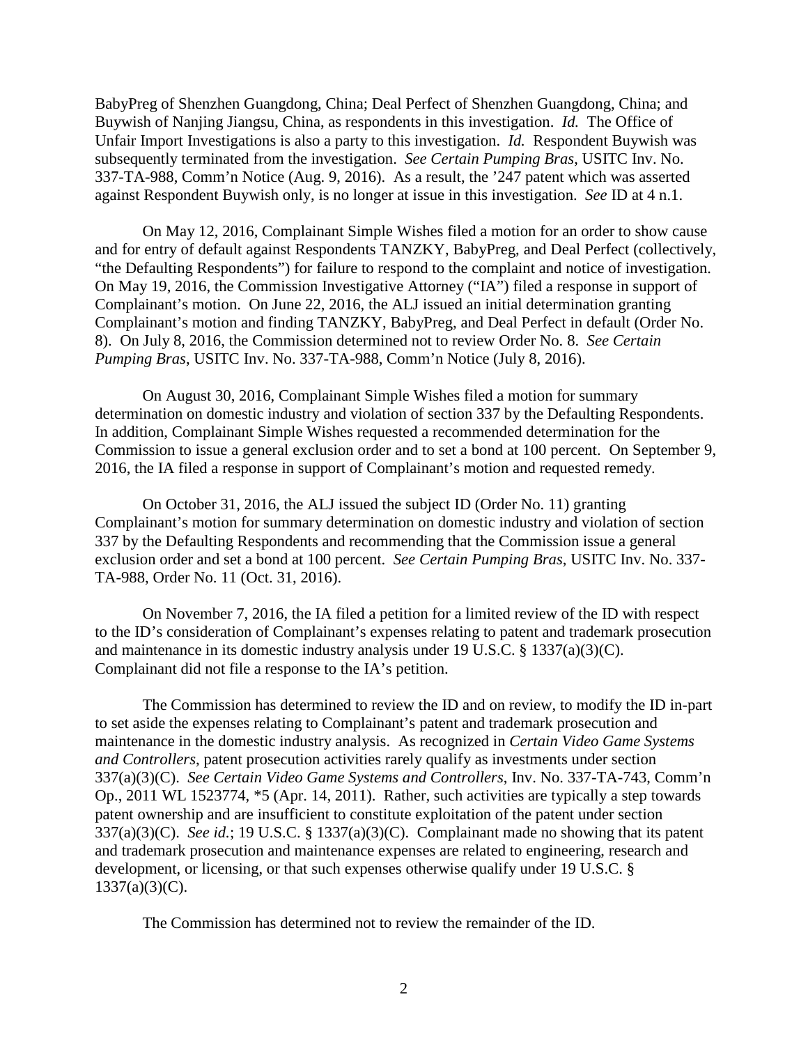BabyPreg of Shenzhen Guangdong, China; Deal Perfect of Shenzhen Guangdong, China; and Buywish of Nanjing Jiangsu, China, as respondents in this investigation. *Id.* The Office of Unfair Import Investigations is also a party to this investigation. *Id.* Respondent Buywish was subsequently terminated from the investigation. *See Certain Pumping Bras*, USITC Inv. No. 337-TA-988, Comm'n Notice (Aug. 9, 2016). As a result, the '247 patent which was asserted against Respondent Buywish only, is no longer at issue in this investigation. *See* ID at 4 n.1.

On May 12, 2016, Complainant Simple Wishes filed a motion for an order to show cause and for entry of default against Respondents TANZKY, BabyPreg, and Deal Perfect (collectively, "the Defaulting Respondents") for failure to respond to the complaint and notice of investigation. On May 19, 2016, the Commission Investigative Attorney ("IA") filed a response in support of Complainant's motion. On June 22, 2016, the ALJ issued an initial determination granting Complainant's motion and finding TANZKY, BabyPreg, and Deal Perfect in default (Order No. 8). On July 8, 2016, the Commission determined not to review Order No. 8. *See Certain Pumping Bras*, USITC Inv. No. 337-TA-988, Comm'n Notice (July 8, 2016).

On August 30, 2016, Complainant Simple Wishes filed a motion for summary determination on domestic industry and violation of section 337 by the Defaulting Respondents. In addition, Complainant Simple Wishes requested a recommended determination for the Commission to issue a general exclusion order and to set a bond at 100 percent. On September 9, 2016, the IA filed a response in support of Complainant's motion and requested remedy.

On October 31, 2016, the ALJ issued the subject ID (Order No. 11) granting Complainant's motion for summary determination on domestic industry and violation of section 337 by the Defaulting Respondents and recommending that the Commission issue a general exclusion order and set a bond at 100 percent. *See Certain Pumping Bras*, USITC Inv. No. 337-TA-988, Order No. 11 (Oct. 31, 2016).

On November 7, 2016, the IA filed a petition for a limited review of the ID with respect to the ID's consideration of Complainant's expenses relating to patent and trademark prosecution and maintenance in its domestic industry analysis under 19 U.S.C. § 1337(a)(3)(C). Complainant did not file a response to the IA's petition.

The Commission has determined to review the ID and on review, to modify the ID in-part to set aside the expenses relating to Complainant's patent and trademark prosecution and maintenance in the domestic industry analysis. As recognized in *Certain Video Game Systems and Controllers*, patent prosecution activities rarely qualify as investments under section 337(a)(3)(C). *See Certain Video Game Systems and Controllers*, Inv. No. 337-TA-743, Comm'n Op., 2011 WL 1523774, *5 (Apr. 14, 2011). Rather, such activities are typically a step towards patent ownership and are insufficient to constitute exploitation of the patent under section 337(a)(3)(C). *See id.*; 19 U.S.C. § 1337(a)(3)(C). Complainant made no showing that its patent and trademark prosecution and maintenance expenses are related to engineering, research and development, or licensing, or that such expenses otherwise qualify under 19 U.S.C. § 1337(a)(3)(C).

The Commission has determined not to review the remainder of the ID.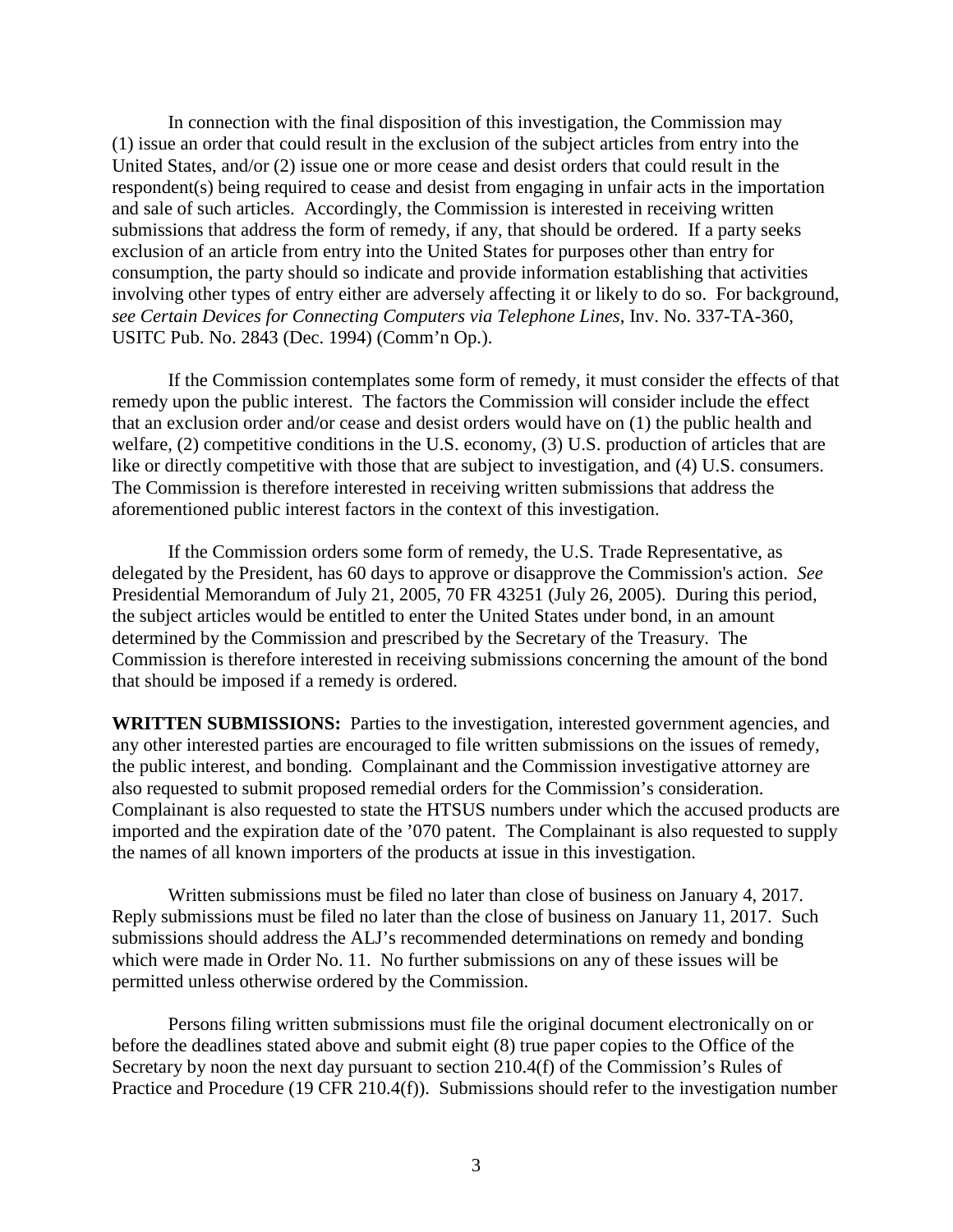In connection with the final disposition of this investigation, the Commission may (1) issue an order that could result in the exclusion of the subject articles from entry into the United States, and/or (2) issue one or more cease and desist orders that could result in the respondent(s) being required to cease and desist from engaging in unfair acts in the importation and sale of such articles. Accordingly, the Commission is interested in receiving written submissions that address the form of remedy, if any, that should be ordered. If a party seeks exclusion of an article from entry into the United States for purposes other than entry for consumption, the party should so indicate and provide information establishing that activities involving other types of entry either are adversely affecting it or likely to do so. For background, *see Certain Devices for Connecting Computers via Telephone Lines*, Inv. No. 337-TA-360, USITC Pub. No. 2843 (Dec. 1994) (Comm'n Op.).

If the Commission contemplates some form of remedy, it must consider the effects of that remedy upon the public interest. The factors the Commission will consider include the effect that an exclusion order and/or cease and desist orders would have on (1) the public health and welfare, (2) competitive conditions in the U.S. economy, (3) U.S. production of articles that are like or directly competitive with those that are subject to investigation, and (4) U.S. consumers. The Commission is therefore interested in receiving written submissions that address the aforementioned public interest factors in the context of this investigation.

If the Commission orders some form of remedy, the U.S. Trade Representative, as delegated by the President, has 60 days to approve or disapprove the Commission's action. *See* Presidential Memorandum of July 21, 2005, 70 FR 43251 (July 26, 2005). During this period, the subject articles would be entitled to enter the United States under bond, in an amount determined by the Commission and prescribed by the Secretary of the Treasury. The Commission is therefore interested in receiving submissions concerning the amount of the bond that should be imposed if a remedy is ordered.

**WRITTEN SUBMISSIONS:** Parties to the investigation, interested government agencies, and any other interested parties are encouraged to file written submissions on the issues of remedy, the public interest, and bonding. Complainant and the Commission investigative attorney are also requested to submit proposed remedial orders for the Commission's consideration. Complainant is also requested to state the HTSUS numbers under which the accused products are imported and the expiration date of the '070 patent. The Complainant is also requested to supply the names of all known importers of the products at issue in this investigation.

Written submissions must be filed no later than close of business on January 4, 2017. Reply submissions must be filed no later than the close of business on January 11, 2017. Such submissions should address the ALJ's recommended determinations on remedy and bonding which were made in Order No. 11. No further submissions on any of these issues will be permitted unless otherwise ordered by the Commission.

Persons filing written submissions must file the original document electronically on or before the deadlines stated above and submit eight (8) true paper copies to the Office of the Secretary by noon the next day pursuant to section 210.4(f) of the Commission's Rules of Practice and Procedure (19 CFR 210.4(f)). Submissions should refer to the investigation number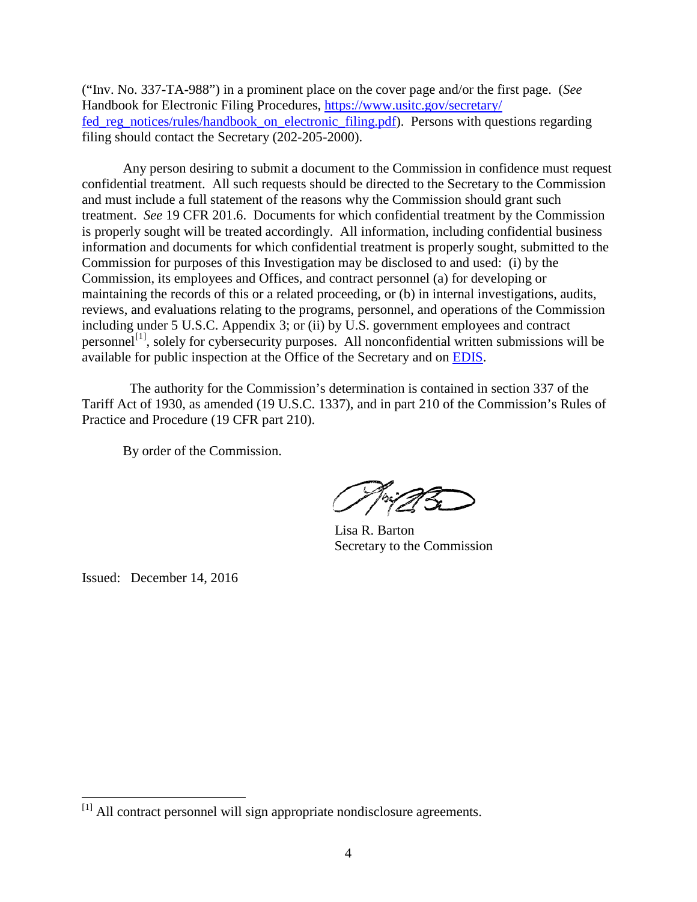("Inv. No. 337-TA-988") in a prominent place on the cover page and/or the first page. (*See* Handbook for Electronic Filing Procedures, https://www.usitc.gov/secretary/fed_reg_notices/rules/handbook_on_electronic_filing.pdf). Persons with questions regarding filing should contact the Secretary (202-205-2000).

Any person desiring to submit a document to the Commission in confidence must request confidential treatment. All such requests should be directed to the Secretary to the Commission and must include a full statement of the reasons why the Commission should grant such treatment. *See* 19 CFR 201.6. Documents for which confidential treatment by the Commission is properly sought will be treated accordingly. All information, including confidential business information and documents for which confidential treatment is properly sought, submitted to the Commission for purposes of this Investigation may be disclosed to and used: (i) by the Commission, its employees and Offices, and contract personnel (a) for developing or maintaining the records of this or a related proceeding, or (b) in internal investigations, audits, reviews, and evaluations relating to the programs, personnel, and operations of the Commission including under 5 U.S.C. Appendix 3; or (ii) by U.S. government employees and contract personnel[1], solely for cybersecurity purposes. All nonconfidential written submissions will be available for public inspection at the Office of the Secretary and on EDIS.

The authority for the Commission's determination is contained in section 337 of the Tariff Act of 1930, as amended (19 U.S.C. 1337), and in part 210 of the Commission's Rules of Practice and Procedure (19 CFR part 210).

By order of the Commission.

Lisa R. Barton
Secretary to the Commission

Issued: December 14, 2016

---

[1] All contract personnel will sign appropriate nondisclosure agreements.